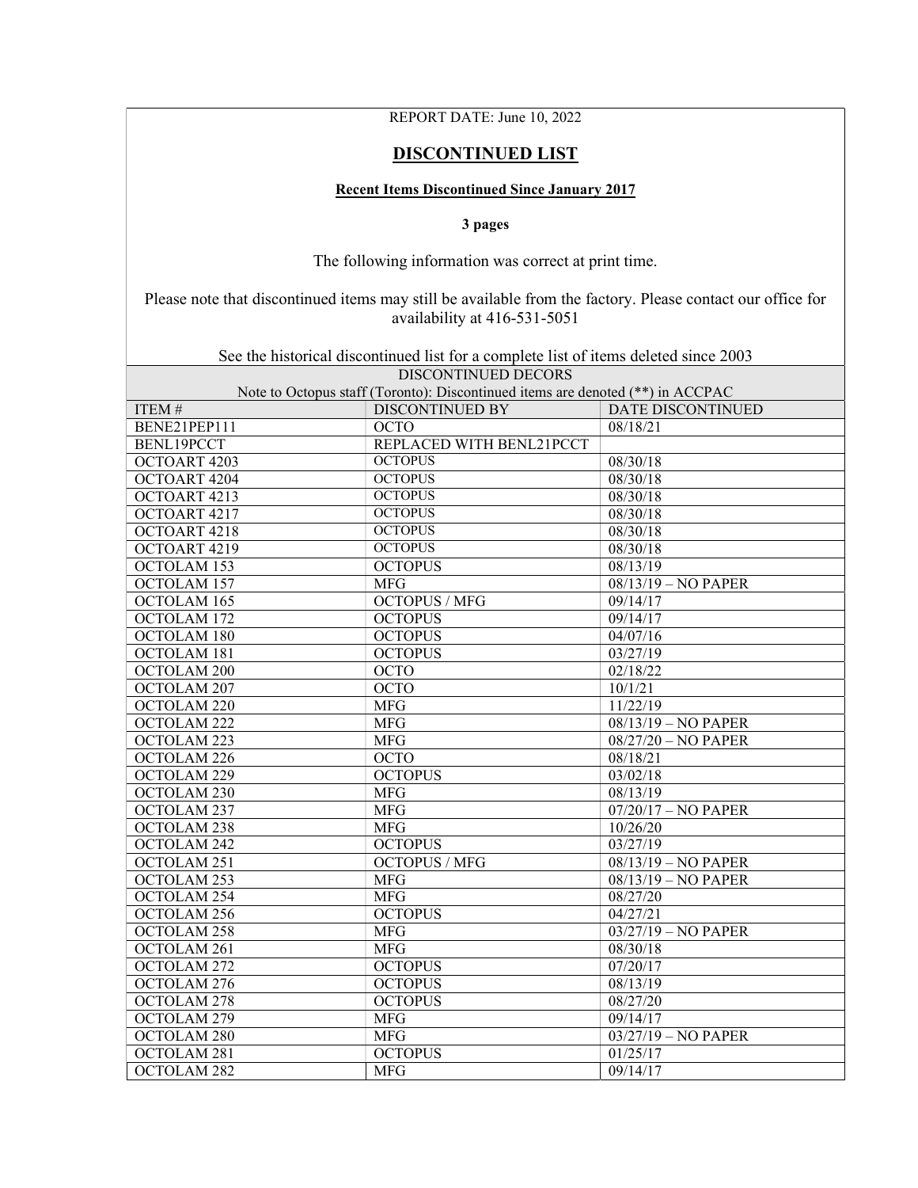REPORT DATE: June 10, 2022

# DISCONTINUED LIST

**Recent Items Discontinued Since January 2017**

**3 pages**

The following information was correct at print time.

Please note that discontinued items may still be available from the factory. Please contact our office for availability at 416-531-5051

See the historical discontinued list for a complete list of items deleted since 2003

| DISCONTINUED DECORS<br>Note to Octopus staff (Toronto): Discontinued items are denoted (**) in ACCPAC | | |
|---|---|---|
| ITEM # | DISCONTINUED BY | DATE DISCONTINUED |
| BENE21PEP111 | OCTO | 08/18/21 |
| BENL19PCCT | REPLACED WITH BENL21PCCT | |
| OCTOART 4203 | OCTOPUS | 08/30/18 |
| OCTOART 4204 | OCTOPUS | 08/30/18 |
| OCTOART 4213 | OCTOPUS | 08/30/18 |
| OCTOART 4217 | OCTOPUS | 08/30/18 |
| OCTOART 4218 | OCTOPUS | 08/30/18 |
| OCTOART 4219 | OCTOPUS | 08/30/18 |
| OCTOLAM 153 | OCTOPUS | 08/13/19 |
| OCTOLAM 157 | MFG | 08/13/19 – NO PAPER |
| OCTOLAM 165 | OCTOPUS / MFG | 09/14/17 |
| OCTOLAM 172 | OCTOPUS | 09/14/17 |
| OCTOLAM 180 | OCTOPUS | 04/07/16 |
| OCTOLAM 181 | OCTOPUS | 03/27/19 |
| OCTOLAM 200 | OCTO | 02/18/22 |
| OCTOLAM 207 | OCTO | 10/1/21 |
| OCTOLAM 220 | MFG | 11/22/19 |
| OCTOLAM 222 | MFG | 08/13/19 – NO PAPER |
| OCTOLAM 223 | MFG | 08/27/20 – NO PAPER |
| OCTOLAM 226 | OCTO | 08/18/21 |
| OCTOLAM 229 | OCTOPUS | 03/02/18 |
| OCTOLAM 230 | MFG | 08/13/19 |
| OCTOLAM 237 | MFG | 07/20/17 – NO PAPER |
| OCTOLAM 238 | MFG | 10/26/20 |
| OCTOLAM 242 | OCTOPUS | 03/27/19 |
| OCTOLAM 251 | OCTOPUS / MFG | 08/13/19 – NO PAPER |
| OCTOLAM 253 | MFG | 08/13/19 – NO PAPER |
| OCTOLAM 254 | MFG | 08/27/20 |
| OCTOLAM 256 | OCTOPUS | 04/27/21 |
| OCTOLAM 258 | MFG | 03/27/19 – NO PAPER |
| OCTOLAM 261 | MFG | 08/30/18 |
| OCTOLAM 272 | OCTOPUS | 07/20/17 |
| OCTOLAM 276 | OCTOPUS | 08/13/19 |
| OCTOLAM 278 | OCTOPUS | 08/27/20 |
| OCTOLAM 279 | MFG | 09/14/17 |
| OCTOLAM 280 | MFG | 03/27/19 – NO PAPER |
| OCTOLAM 281 | OCTOPUS | 01/25/17 |
| OCTOLAM 282 | MFG | 09/14/17 |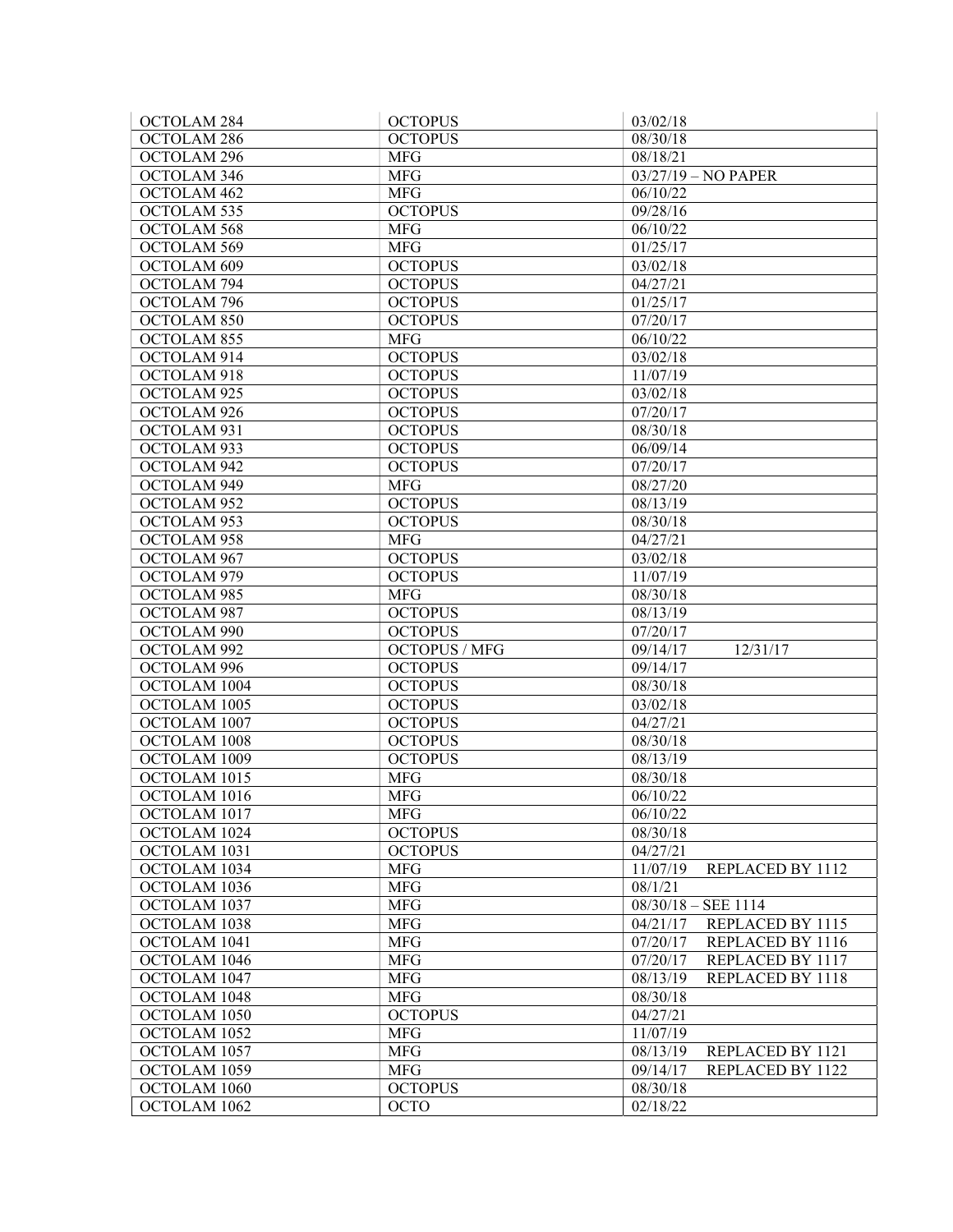| OCTOLAM 284 | OCTOPUS | 03/02/18 |
|---|---|---|
| OCTOLAM 286 | OCTOPUS | 08/30/18 |
| OCTOLAM 296 | MFG | 08/18/21 |
| OCTOLAM 346 | MFG | 03/27/19 – NO PAPER |
| OCTOLAM 462 | MFG | 06/10/22 |
| OCTOLAM 535 | OCTOPUS | 09/28/16 |
| OCTOLAM 568 | MFG | 06/10/22 |
| OCTOLAM 569 | MFG | 01/25/17 |
| OCTOLAM 609 | OCTOPUS | 03/02/18 |
| OCTOLAM 794 | OCTOPUS | 04/27/21 |
| OCTOLAM 796 | OCTOPUS | 01/25/17 |
| OCTOLAM 850 | OCTOPUS | 07/20/17 |
| OCTOLAM 855 | MFG | 06/10/22 |
| OCTOLAM 914 | OCTOPUS | 03/02/18 |
| OCTOLAM 918 | OCTOPUS | 11/07/19 |
| OCTOLAM 925 | OCTOPUS | 03/02/18 |
| OCTOLAM 926 | OCTOPUS | 07/20/17 |
| OCTOLAM 931 | OCTOPUS | 08/30/18 |
| OCTOLAM 933 | OCTOPUS | 06/09/14 |
| OCTOLAM 942 | OCTOPUS | 07/20/17 |
| OCTOLAM 949 | MFG | 08/27/20 |
| OCTOLAM 952 | OCTOPUS | 08/13/19 |
| OCTOLAM 953 | OCTOPUS | 08/30/18 |
| OCTOLAM 958 | MFG | 04/27/21 |
| OCTOLAM 967 | OCTOPUS | 03/02/18 |
| OCTOLAM 979 | OCTOPUS | 11/07/19 |
| OCTOLAM 985 | MFG | 08/30/18 |
| OCTOLAM 987 | OCTOPUS | 08/13/19 |
| OCTOLAM 990 | OCTOPUS | 07/20/17 |
| OCTOLAM 992 | OCTOPUS / MFG | 09/14/17 12/31/17 |
| OCTOLAM 996 | OCTOPUS | 09/14/17 |
| OCTOLAM 1004 | OCTOPUS | 08/30/18 |
| OCTOLAM 1005 | OCTOPUS | 03/02/18 |
| OCTOLAM 1007 | OCTOPUS | 04/27/21 |
| OCTOLAM 1008 | OCTOPUS | 08/30/18 |
| OCTOLAM 1009 | OCTOPUS | 08/13/19 |
| OCTOLAM 1015 | MFG | 08/30/18 |
| OCTOLAM 1016 | MFG | 06/10/22 |
| OCTOLAM 1017 | MFG | 06/10/22 |
| OCTOLAM 1024 | OCTOPUS | 08/30/18 |
| OCTOLAM 1031 | OCTOPUS | 04/27/21 |
| OCTOLAM 1034 | MFG | 11/07/19 REPLACED BY 1112 |
| OCTOLAM 1036 | MFG | 08/1/21 |
| OCTOLAM 1037 | MFG | 08/30/18 – SEE 1114 |
| OCTOLAM 1038 | MFG | 04/21/17 REPLACED BY 1115 |
| OCTOLAM 1041 | MFG | 07/20/17 REPLACED BY 1116 |
| OCTOLAM 1046 | MFG | 07/20/17 REPLACED BY 1117 |
| OCTOLAM 1047 | MFG | 08/13/19 REPLACED BY 1118 |
| OCTOLAM 1048 | MFG | 08/30/18 |
| OCTOLAM 1050 | OCTOPUS | 04/27/21 |
| OCTOLAM 1052 | MFG | 11/07/19 |
| OCTOLAM 1057 | MFG | 08/13/19 REPLACED BY 1121 |
| OCTOLAM 1059 | MFG | 09/14/17 REPLACED BY 1122 |
| OCTOLAM 1060 | OCTOPUS | 08/30/18 |
| OCTOLAM 1062 | OCTO | 02/18/22 |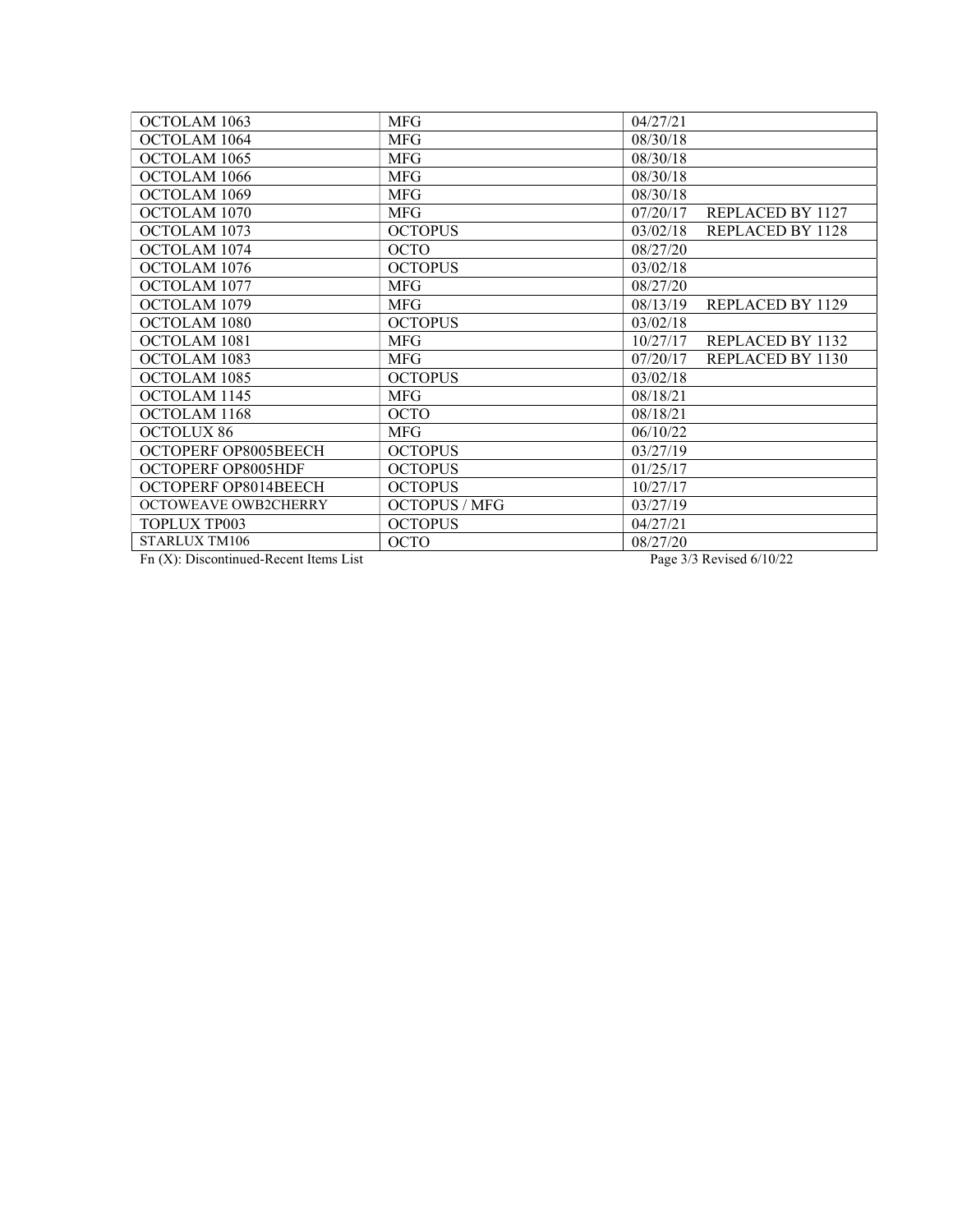| | | |
|---|---|---|
| OCTOLAM 1063 | MFG | 04/27/21 |
| OCTOLAM 1064 | MFG | 08/30/18 |
| OCTOLAM 1065 | MFG | 08/30/18 |
| OCTOLAM 1066 | MFG | 08/30/18 |
| OCTOLAM 1069 | MFG | 08/30/18 |
| OCTOLAM 1070 | MFG | 07/20/17 REPLACED BY 1127 |
| OCTOLAM 1073 | OCTOPUS | 03/02/18 REPLACED BY 1128 |
| OCTOLAM 1074 | OCTO | 08/27/20 |
| OCTOLAM 1076 | OCTOPUS | 03/02/18 |
| OCTOLAM 1077 | MFG | 08/27/20 |
| OCTOLAM 1079 | MFG | 08/13/19 REPLACED BY 1129 |
| OCTOLAM 1080 | OCTOPUS | 03/02/18 |
| OCTOLAM 1081 | MFG | 10/27/17 REPLACED BY 1132 |
| OCTOLAM 1083 | MFG | 07/20/17 REPLACED BY 1130 |
| OCTOLAM 1085 | OCTOPUS | 03/02/18 |
| OCTOLAM 1145 | MFG | 08/18/21 |
| OCTOLAM 1168 | OCTO | 08/18/21 |
| OCTOLUX 86 | MFG | 06/10/22 |
| OCTOPERF OP8005BEECH | OCTOPUS | 03/27/19 |
| OCTOPERF OP8005HDF | OCTOPUS | 01/25/17 |
| OCTOPERF OP8014BEECH | OCTOPUS | 10/27/17 |
| OCTOWEAVE OWB2CHERRY | OCTOPUS / MFG | 03/27/19 |
| TOPLUX TP003 | OCTOPUS | 04/27/21 |
| STARLUX TM106 | OCTO | 08/27/20 |